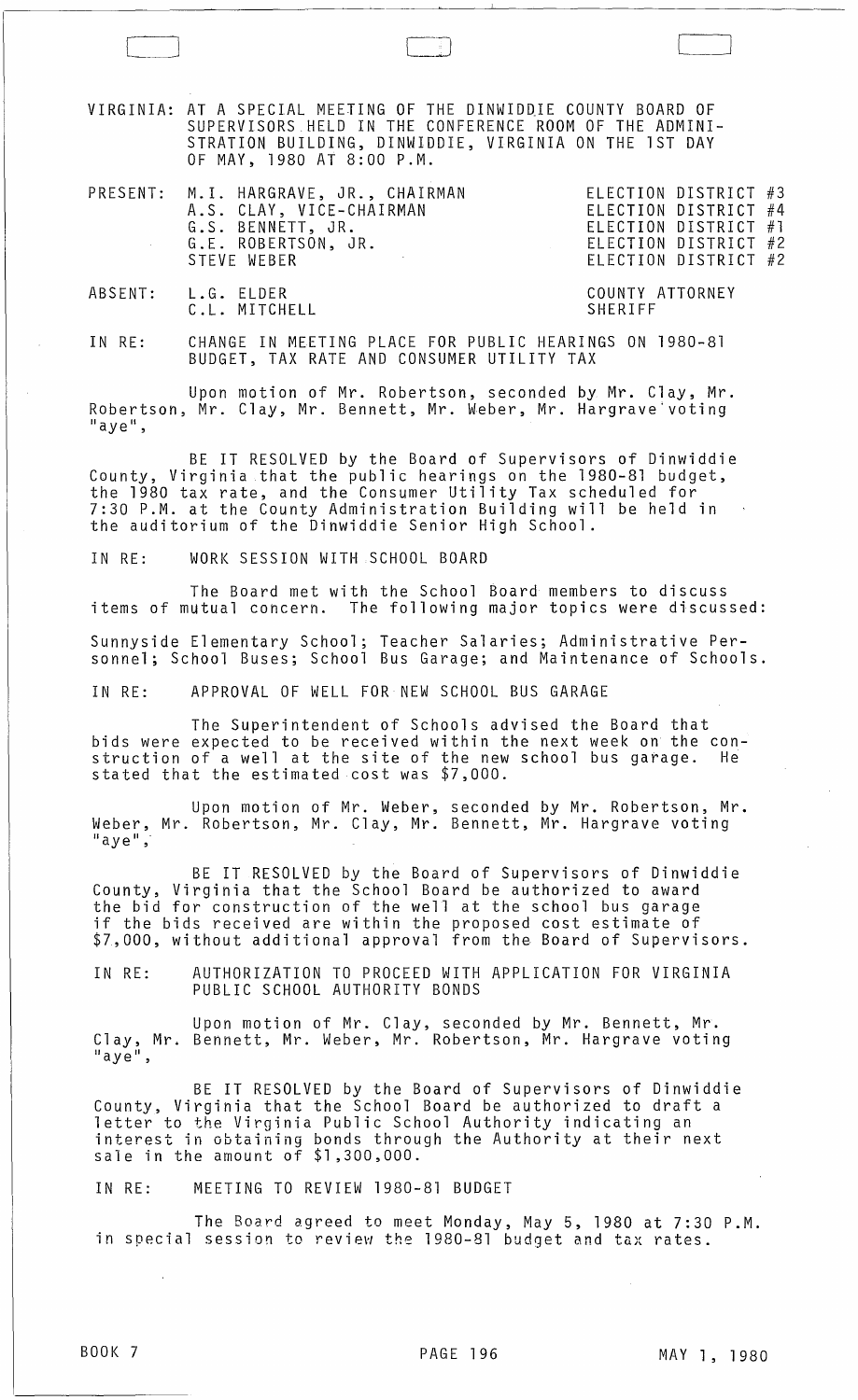VIRGINIA: AT A SPECIAL MEETING OF THE DINWIDDIE COUNTY BOARD OF SUPERVISORS HELD IN THE CONFERENCE ROOM OF THE ADMINISTRATION BUILDING, DINWIDDIE, VIRGINIA ON THE 1ST DAY OF MAY, 1980 AT 8:00 P.M.

| | | |
|---|---|---|
| PRESENT: | M.I. HARGRAVE, JR., CHAIRMAN | ELECTION DISTRICT #3 |
| | A.S. CLAY, VICE-CHAIRMAN | ELECTION DISTRICT #4 |
| | G.S. BENNETT, JR. | ELECTION DISTRICT #1 |
| | G.E. ROBERTSON, JR. | ELECTION DISTRICT #2 |
| | STEVE WEBER | ELECTION DISTRICT #2 |
| ABSENT: | L.G. ELDER | COUNTY ATTORNEY |
| | C.L. MITCHELL | SHERIFF |

IN RE: CHANGE IN MEETING PLACE FOR PUBLIC HEARINGS ON 1980-81 BUDGET, TAX RATE AND CONSUMER UTILITY TAX

Upon motion of Mr. Robertson, seconded by Mr. Clay, Mr. Robertson, Mr. Clay, Mr. Bennett, Mr. Weber, Mr. Hargrave voting "aye",

BE IT RESOLVED by the Board of Supervisors of Dinwiddie County, Virginia that the public hearings on the 1980-81 budget, the 1980 tax rate, and the Consumer Utility Tax scheduled for 7:30 P.M. at the County Administration Building will be held in the auditorium of the Dinwiddie Senior High School.

IN RE: WORK SESSION WITH SCHOOL BOARD

The Board met with the School Board members to discuss items of mutual concern. The following major topics were discussed:

Sunnyside Elementary School; Teacher Salaries; Administrative Personnel; School Buses; School Bus Garage; and Maintenance of Schools.

IN RE: APPROVAL OF WELL FOR NEW SCHOOL BUS GARAGE

The Superintendent of Schools advised the Board that bids were expected to be received within the next week on the construction of a well at the site of the new school bus garage. He stated that the estimated cost was $7,000.

Upon motion of Mr. Weber, seconded by Mr. Robertson, Mr. Weber, Mr. Robertson, Mr. Clay, Mr. Bennett, Mr. Hargrave voting "aye",

BE IT RESOLVED by the Board of Supervisors of Dinwiddie County, Virginia that the School Board be authorized to award the bid for construction of the well at the school bus garage if the bids received are within the proposed cost estimate of $7,000, without additional approval from the Board of Supervisors.

IN RE: AUTHORIZATION TO PROCEED WITH APPLICATION FOR VIRGINIA PUBLIC SCHOOL AUTHORITY BONDS

Upon motion of Mr. Clay, seconded by Mr. Bennett, Mr. Clay, Mr. Bennett, Mr. Weber, Mr. Robertson, Mr. Hargrave voting "aye",

BE IT RESOLVED by the Board of Supervisors of Dinwiddie County, Virginia that the School Board be authorized to draft a letter to the Virginia Public School Authority indicating an interest in obtaining bonds through the Authority at their next sale in the amount of $1,300,000.

IN RE: MEETING TO REVIEW 1980-81 BUDGET

The Board agreed to meet Monday, May 5, 1980 at 7:30 P.M. in special session to review the 1980-81 budget and tax rates.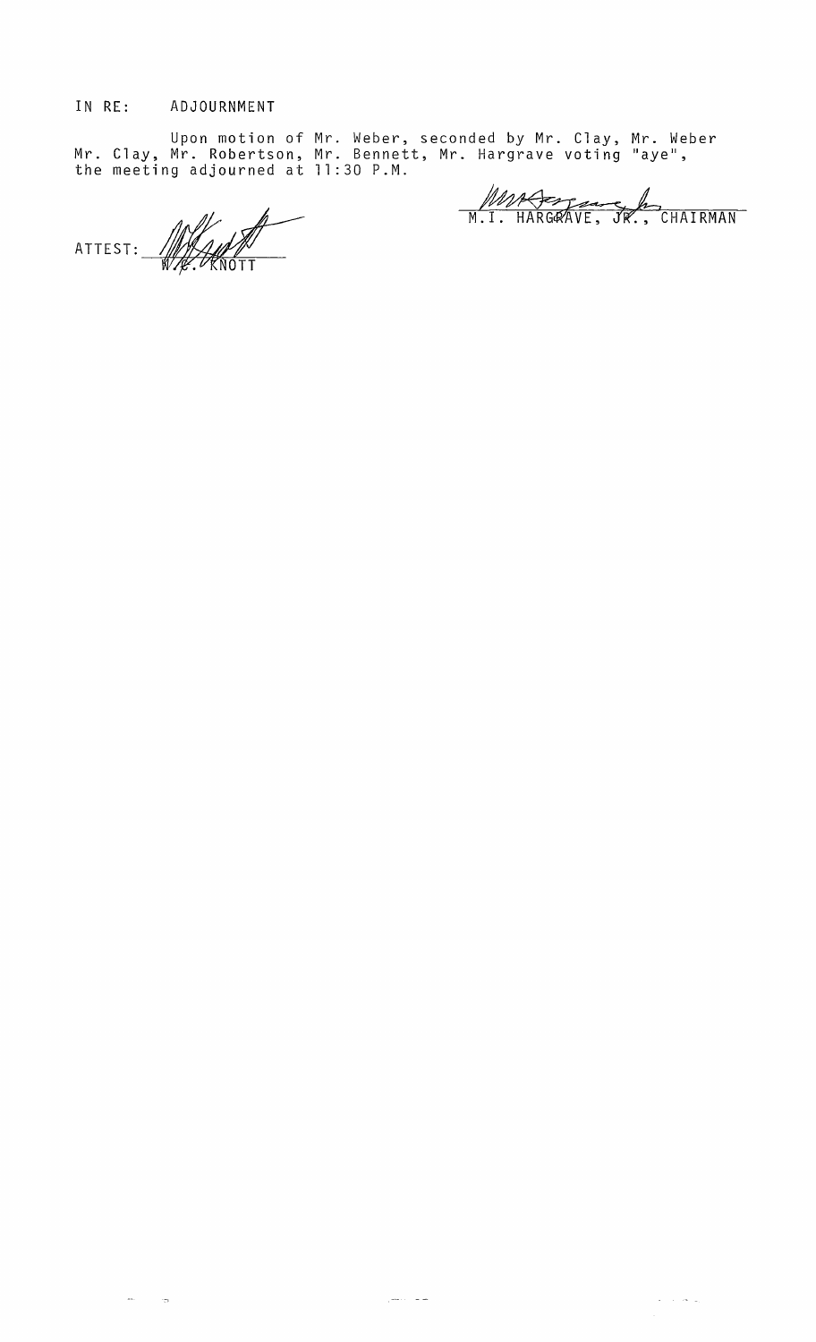IN RE: ADJOURNMENT

Upon motion of Mr. Weber, seconded by Mr. Clay, Mr. Weber Mr. Clay, Mr. Robertson, Mr. Bennett, Mr. Hargrave voting "aye", the meeting adjourned at 11:30 P.M.

M.I. HARGRAVE, JR., CHAIRMAN

ATTEST: W.C. KNOTT